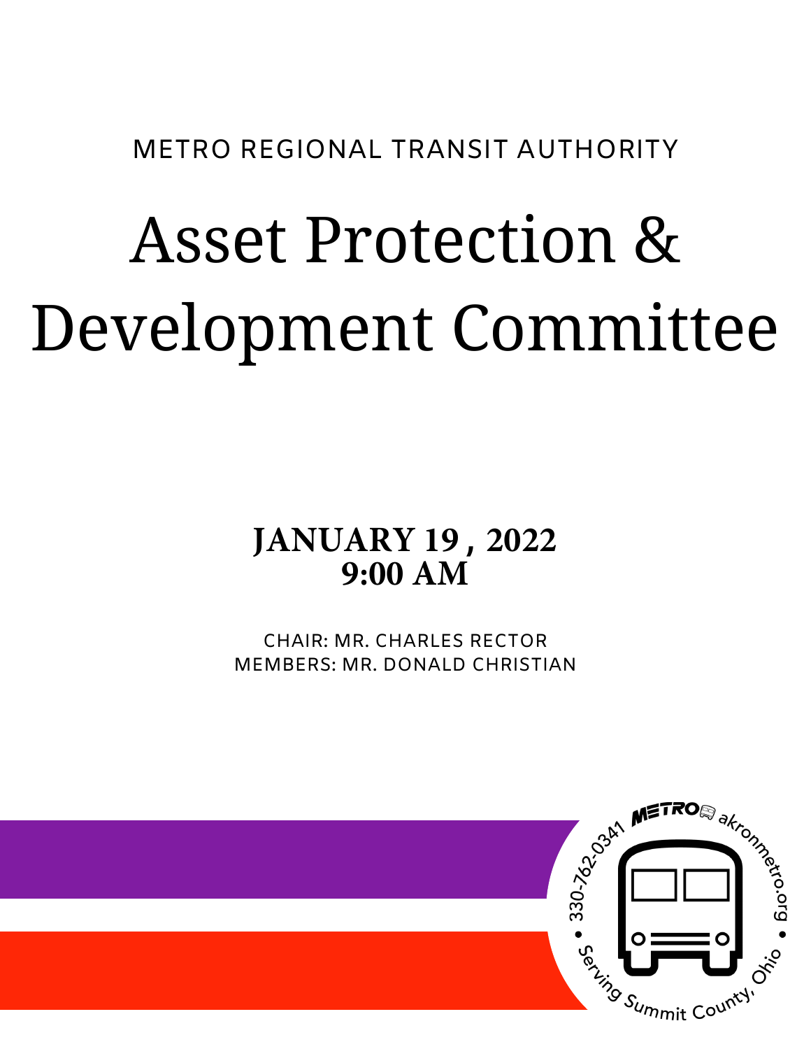METRO REGIONAL TRANSIT AUTHORITY

# Asset Protection & Development Committee

**JANUARY 19 , 2022**
**9:00 AM**

CHAIR: MR. CHARLES RECTOR
MEMBERS: MR. DONALD CHRISTIAN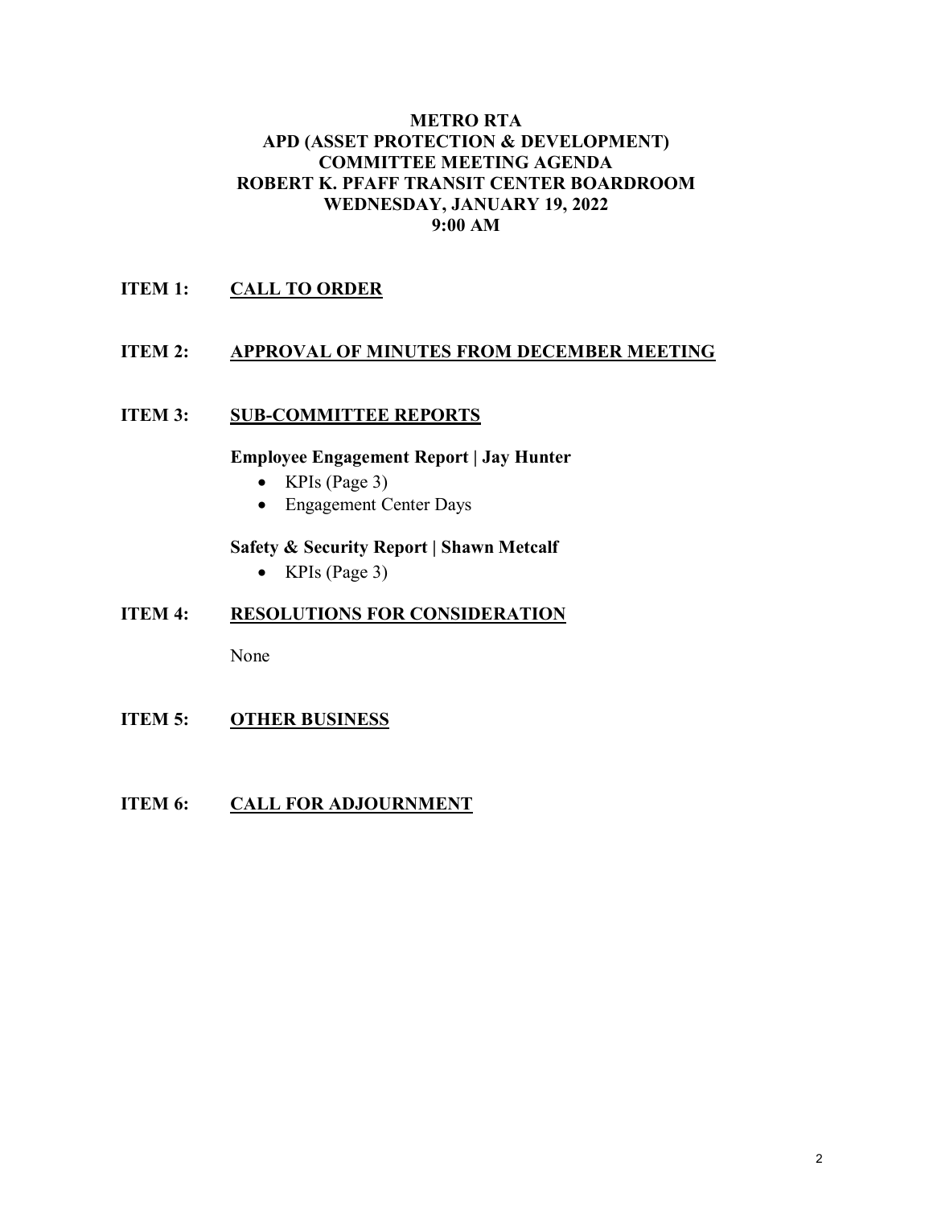# METRO RTA
## APD (ASSET PROTECTION & DEVELOPMENT)
## COMMITTEE MEETING AGENDA
## ROBERT K. PFAFF TRANSIT CENTER BOARDROOM
## WEDNESDAY, JANUARY 19, 2022
## 9:00 AM

**ITEM 1:** **CALL TO ORDER**

**ITEM 2:** **APPROVAL OF MINUTES FROM DECEMBER MEETING**

**ITEM 3:** **SUB-COMMITTEE REPORTS**

**Employee Engagement Report | Jay Hunter**

- KPIs (Page 3)
- Engagement Center Days

**Safety & Security Report | Shawn Metcalf**

- KPIs (Page 3)

**ITEM 4:** **RESOLUTIONS FOR CONSIDERATION**

None

**ITEM 5:** **OTHER BUSINESS**

**ITEM 6:** **CALL FOR ADJOURNMENT**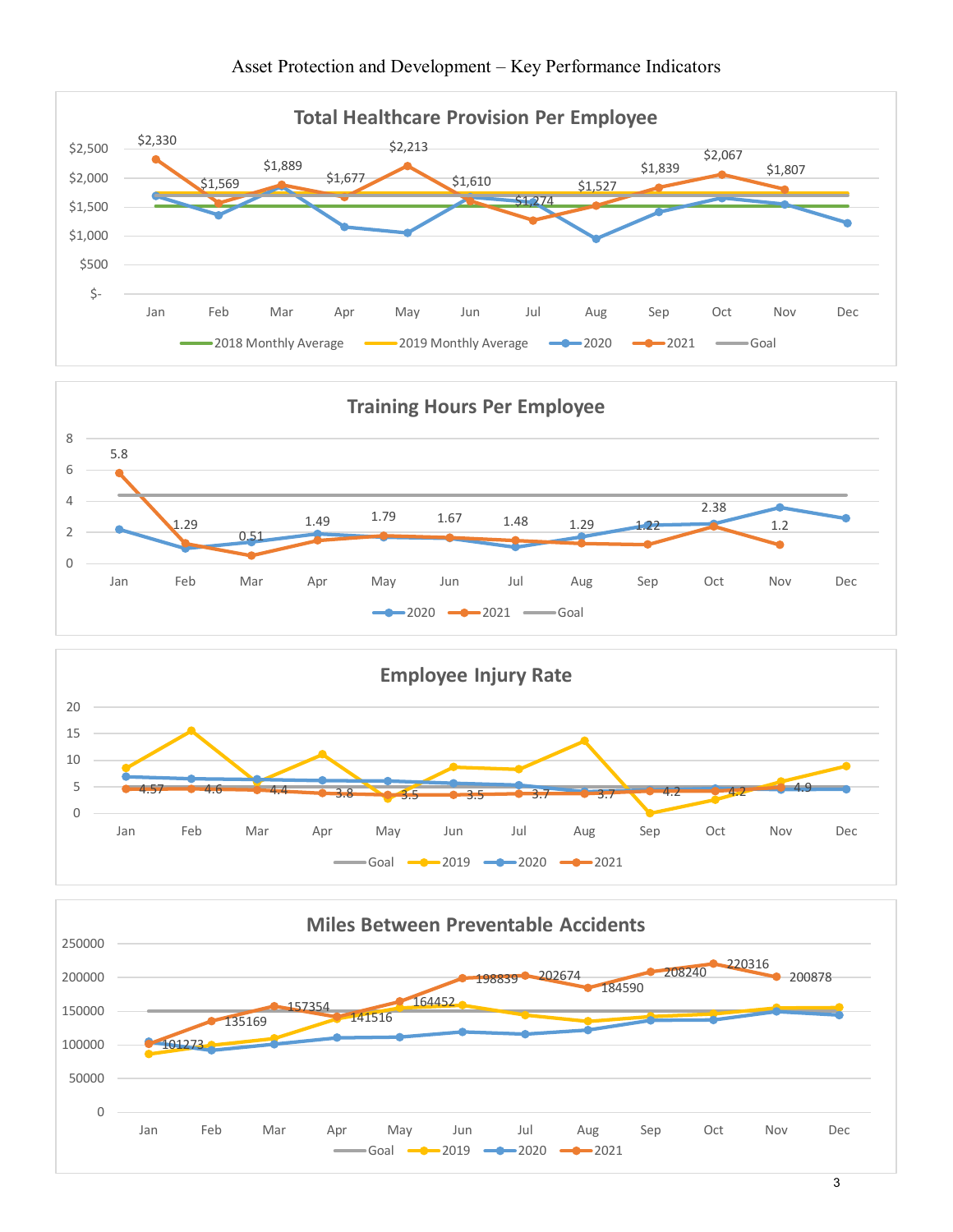# Asset Protection and Development – Key Performance Indicators

## Total Healthcare Provision Per Employee

| Month | Jan | Feb | Mar | Apr | May | Jun | Jul | Aug | Sep | Oct | Nov | Dec |
|---|---|---|---|---|---|---|---|---|---|---|---|---|
| 2021 | $2,330 | $1,569 | $1,889 | $1,677 | $2,213 | $1,610 | $1,274 | $1,527 | $1,839 | $2,067 | $1,807 | |

Legend: 2018 Monthly Average, 2019 Monthly Average, 2020, 2021, Goal

## Training Hours Per Employee

| Month | Jan | Feb | Mar | Apr | May | Jun | Jul | Aug | Sep | Oct | Nov | Dec |
|---|---|---|---|---|---|---|---|---|---|---|---|---|
| 2021 | 5.8 | 1.29 | 0.51 | 1.49 | 1.79 | 1.67 | 1.48 | 1.29 | 1.22 | 2.38 | 1.2 | |

Legend: 2020, 2021, Goal

## Employee Injury Rate

| Month | Jan | Feb | Mar | Apr | May | Jun | Jul | Aug | Sep | Oct | Nov | Dec |
|---|---|---|---|---|---|---|---|---|---|---|---|---|
| 2021 | 4.57 | 4.6 | 4.4 | 3.8 | 3.5 | 3.5 | 3.7 | 3.7 | 4.2 | 4.2 | 4.9 | |

Legend: Goal, 2019, 2020, 2021

## Miles Between Preventable Accidents

| Month | Jan | Feb | Mar | Apr | May | Jun | Jul | Aug | Sep | Oct | Nov | Dec |
|---|---|---|---|---|---|---|---|---|---|---|---|---|
| 2021 | 101273 | 135169 | 157354 | 141516 | 164452 | 198839 | 202674 | 184590 | 208240 | 220316 | 200878 | |

Legend: Goal, 2019, 2020, 2021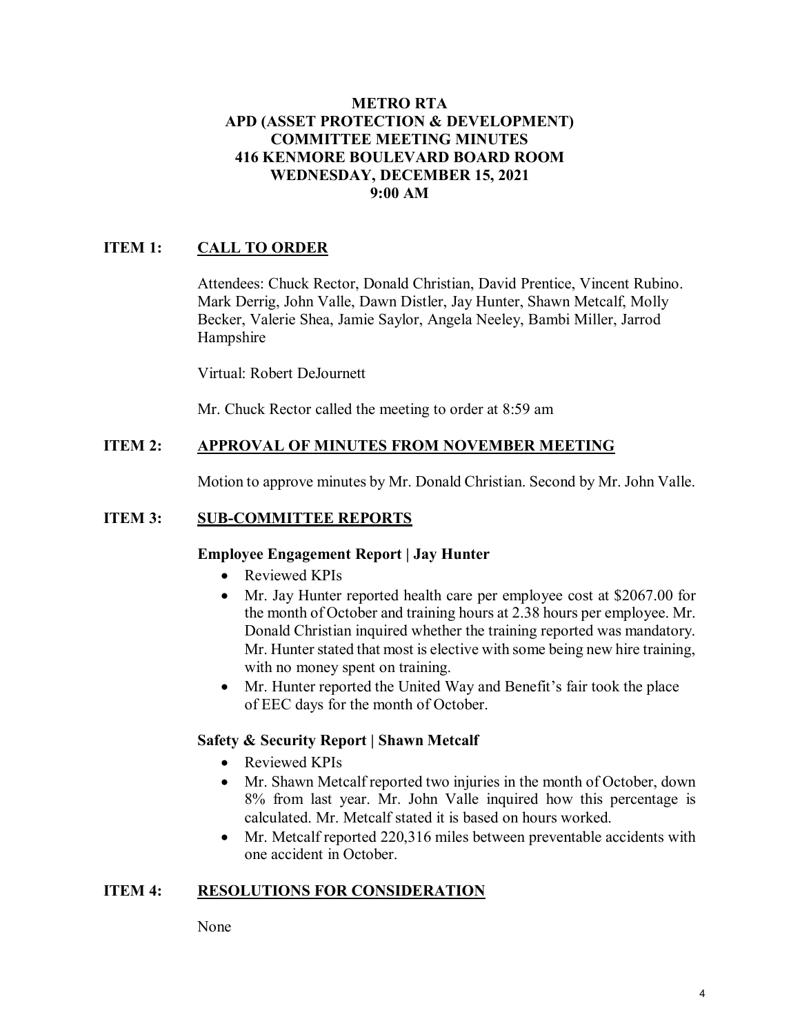**METRO RTA**
**APD (ASSET PROTECTION & DEVELOPMENT)**
**COMMITTEE MEETING MINUTES**
**416 KENMORE BOULEVARD BOARD ROOM**
**WEDNESDAY, DECEMBER 15, 2021**
**9:00 AM**

## ITEM 1: CALL TO ORDER

Attendees: Chuck Rector, Donald Christian, David Prentice, Vincent Rubino. Mark Derrig, John Valle, Dawn Distler, Jay Hunter, Shawn Metcalf, Molly Becker, Valerie Shea, Jamie Saylor, Angela Neeley, Bambi Miller, Jarrod Hampshire

Virtual: Robert DeJournett

Mr. Chuck Rector called the meeting to order at 8:59 am

## ITEM 2: APPROVAL OF MINUTES FROM NOVEMBER MEETING

Motion to approve minutes by Mr. Donald Christian. Second by Mr. John Valle.

## ITEM 3: SUB-COMMITTEE REPORTS

### Employee Engagement Report | Jay Hunter

- Reviewed KPIs
- Mr. Jay Hunter reported health care per employee cost at $2067.00 for the month of October and training hours at 2.38 hours per employee. Mr. Donald Christian inquired whether the training reported was mandatory. Mr. Hunter stated that most is elective with some being new hire training, with no money spent on training.
- Mr. Hunter reported the United Way and Benefit's fair took the place of EEC days for the month of October.

### Safety & Security Report | Shawn Metcalf

- Reviewed KPIs
- Mr. Shawn Metcalf reported two injuries in the month of October, down 8% from last year. Mr. John Valle inquired how this percentage is calculated. Mr. Metcalf stated it is based on hours worked.
- Mr. Metcalf reported 220,316 miles between preventable accidents with one accident in October.

## ITEM 4: RESOLUTIONS FOR CONSIDERATION

None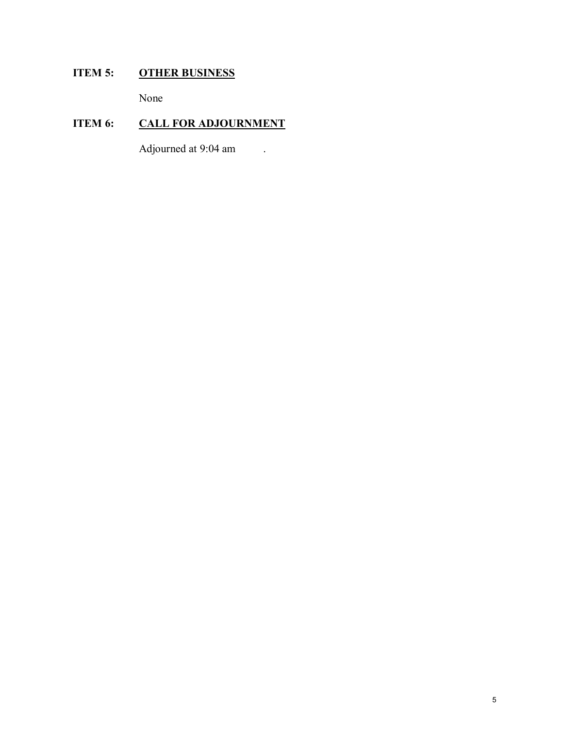**ITEM 5: OTHER BUSINESS**

None

**ITEM 6: CALL FOR ADJOURNMENT**

Adjourned at 9:04 am .